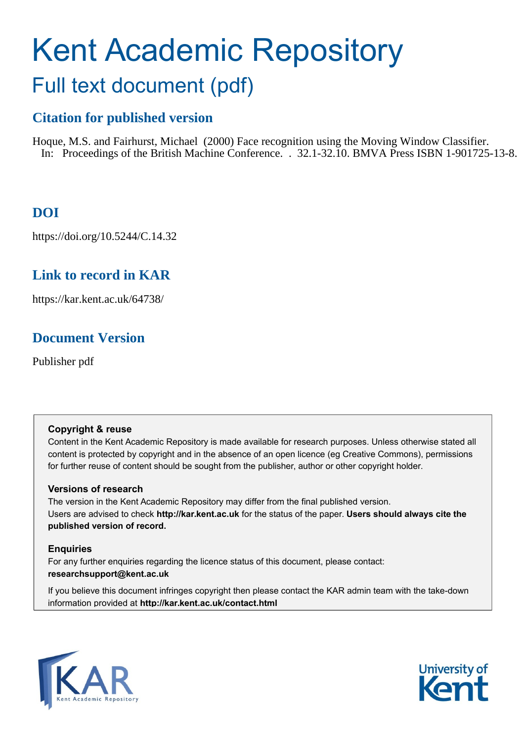# Kent Academic Repository

## Full text document (pdf)

### Citation for published version

Hoque, M.S. and Fairhurst, Michael (2000) Face recognition using the Moving Window Classifier. In: Proceedings of the British Machine Conference. . 32.1-32.10. BMVA Press ISBN 1-901725-13-8.

### DOI

https://doi.org/10.5244/C.14.32

### Link to record in KAR

https://kar.kent.ac.uk/64738/

### Document Version

Publisher pdf

**Copyright & reuse**

Content in the Kent Academic Repository is made available for research purposes. Unless otherwise stated all content is protected by copyright and in the absence of an open licence (eg Creative Commons), permissions for further reuse of content should be sought from the publisher, author or other copyright holder.

**Versions of research**

The version in the Kent Academic Repository may differ from the final published version. Users are advised to check **http://kar.kent.ac.uk** for the status of the paper. **Users should always cite the published version of record.**

**Enquiries**

For any further enquiries regarding the licence status of this document, please contact: **researchsupport@kent.ac.uk**

If you believe this document infringes copyright then please contact the KAR admin team with the take-down information provided at **http://kar.kent.ac.uk/contact.html**

KAR Kent Academic Repository

University of Kent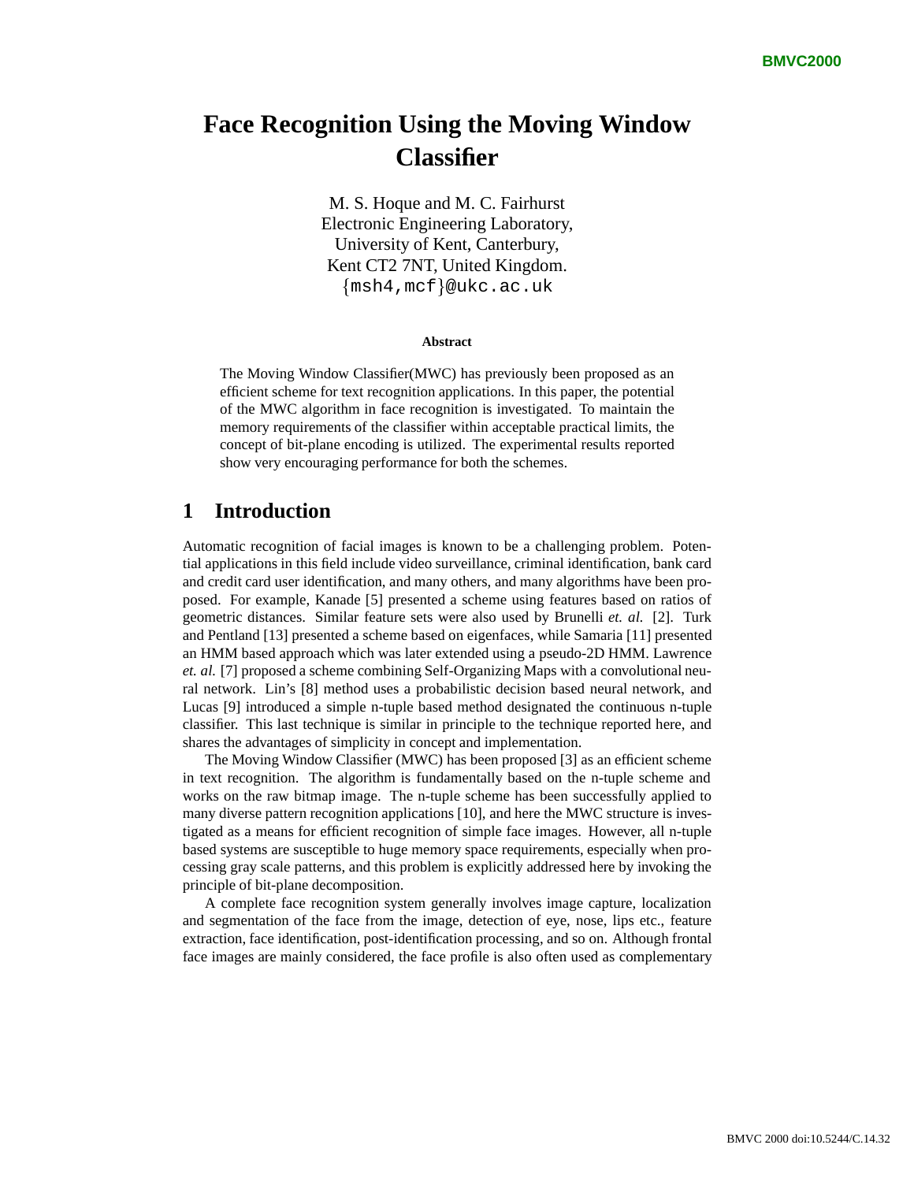# Face Recognition Using the Moving Window Classifier

M. S. Hoque and M. C. Fairhurst
Electronic Engineering Laboratory,
University of Kent, Canterbury,
Kent CT2 7NT, United Kingdom.
{msh4,mcf}@ukc.ac.uk

**Abstract**

The Moving Window Classifier(MWC) has previously been proposed as an efficient scheme for text recognition applications. In this paper, the potential of the MWC algorithm in face recognition is investigated. To maintain the memory requirements of the classifier within acceptable practical limits, the concept of bit-plane encoding is utilized. The experimental results reported show very encouraging performance for both the schemes.

## 1 Introduction

Automatic recognition of facial images is known to be a challenging problem. Potential applications in this field include video surveillance, criminal identification, bank card and credit card user identification, and many others, and many algorithms have been proposed. For example, Kanade [5] presented a scheme using features based on ratios of geometric distances. Similar feature sets were also used by Brunelli *et. al.* [2]. Turk and Pentland [13] presented a scheme based on eigenfaces, while Samaria [11] presented an HMM based approach which was later extended using a pseudo-2D HMM. Lawrence *et. al.* [7] proposed a scheme combining Self-Organizing Maps with a convolutional neural network. Lin's [8] method uses a probabilistic decision based neural network, and Lucas [9] introduced a simple n-tuple based method designated the continuous n-tuple classifier. This last technique is similar in principle to the technique reported here, and shares the advantages of simplicity in concept and implementation.

The Moving Window Classifier (MWC) has been proposed [3] as an efficient scheme in text recognition. The algorithm is fundamentally based on the n-tuple scheme and works on the raw bitmap image. The n-tuple scheme has been successfully applied to many diverse pattern recognition applications [10], and here the MWC structure is investigated as a means for efficient recognition of simple face images. However, all n-tuple based systems are susceptible to huge memory space requirements, especially when processing gray scale patterns, and this problem is explicitly addressed here by invoking the principle of bit-plane decomposition.

A complete face recognition system generally involves image capture, localization and segmentation of the face from the image, detection of eye, nose, lips etc., feature extraction, face identification, post-identification processing, and so on. Although frontal face images are mainly considered, the face profile is also often used as complementary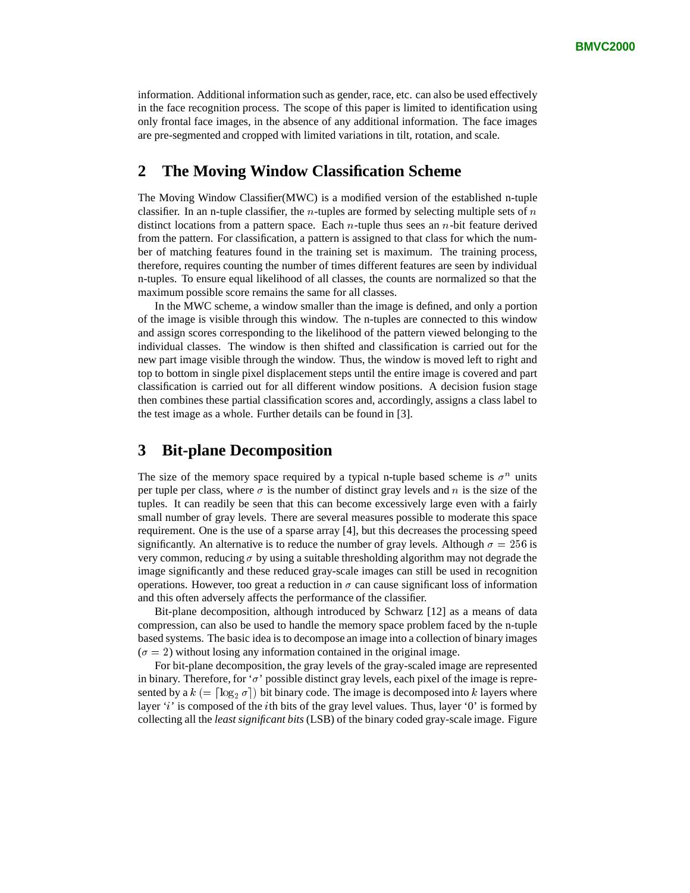information. Additional information such as gender, race, etc. can also be used effectively in the face recognition process. The scope of this paper is limited to identification using only frontal face images, in the absence of any additional information. The face images are pre-segmented and cropped with limited variations in tilt, rotation, and scale.

## 2 The Moving Window Classification Scheme

The Moving Window Classifier(MWC) is a modified version of the established n-tuple classifier. In an n-tuple classifier, the $n$-tuples are formed by selecting multiple sets of $n$ distinct locations from a pattern space. Each $n$-tuple thus sees an $n$-bit feature derived from the pattern. For classification, a pattern is assigned to that class for which the number of matching features found in the training set is maximum. The training process, therefore, requires counting the number of times different features are seen by individual n-tuples. To ensure equal likelihood of all classes, the counts are normalized so that the maximum possible score remains the same for all classes.

In the MWC scheme, a window smaller than the image is defined, and only a portion of the image is visible through this window. The n-tuples are connected to this window and assign scores corresponding to the likelihood of the pattern viewed belonging to the individual classes. The window is then shifted and classification is carried out for the new part image visible through the window. Thus, the window is moved left to right and top to bottom in single pixel displacement steps until the entire image is covered and part classification is carried out for all different window positions. A decision fusion stage then combines these partial classification scores and, accordingly, assigns a class label to the test image as a whole. Further details can be found in [3].

## 3 Bit-plane Decomposition

The size of the memory space required by a typical n-tuple based scheme is $\sigma^n$ units per tuple per class, where $\sigma$ is the number of distinct gray levels and $n$ is the size of the tuples. It can readily be seen that this can become excessively large even with a fairly small number of gray levels. There are several measures possible to moderate this space requirement. One is the use of a sparse array [4], but this decreases the processing speed significantly. An alternative is to reduce the number of gray levels. Although $\sigma = 256$ is very common, reducing $\sigma$ by using a suitable thresholding algorithm may not degrade the image significantly and these reduced gray-scale images can still be used in recognition operations. However, too great a reduction in $\sigma$ can cause significant loss of information and this often adversely affects the performance of the classifier.

Bit-plane decomposition, although introduced by Schwarz [12] as a means of data compression, can also be used to handle the memory space problem faced by the n-tuple based systems. The basic idea is to decompose an image into a collection of binary images ($\sigma = 2$) without losing any information contained in the original image.

For bit-plane decomposition, the gray levels of the gray-scaled image are represented in binary. Therefore, for '$\sigma$' possible distinct gray levels, each pixel of the image is represented by a $k$ $(= \lceil \log_2 \sigma \rceil)$ bit binary code. The image is decomposed into $k$ layers where layer '$i$' is composed of the $i$th bits of the gray level values. Thus, layer '0' is formed by collecting all the *least significant bits* (LSB) of the binary coded gray-scale image. Figure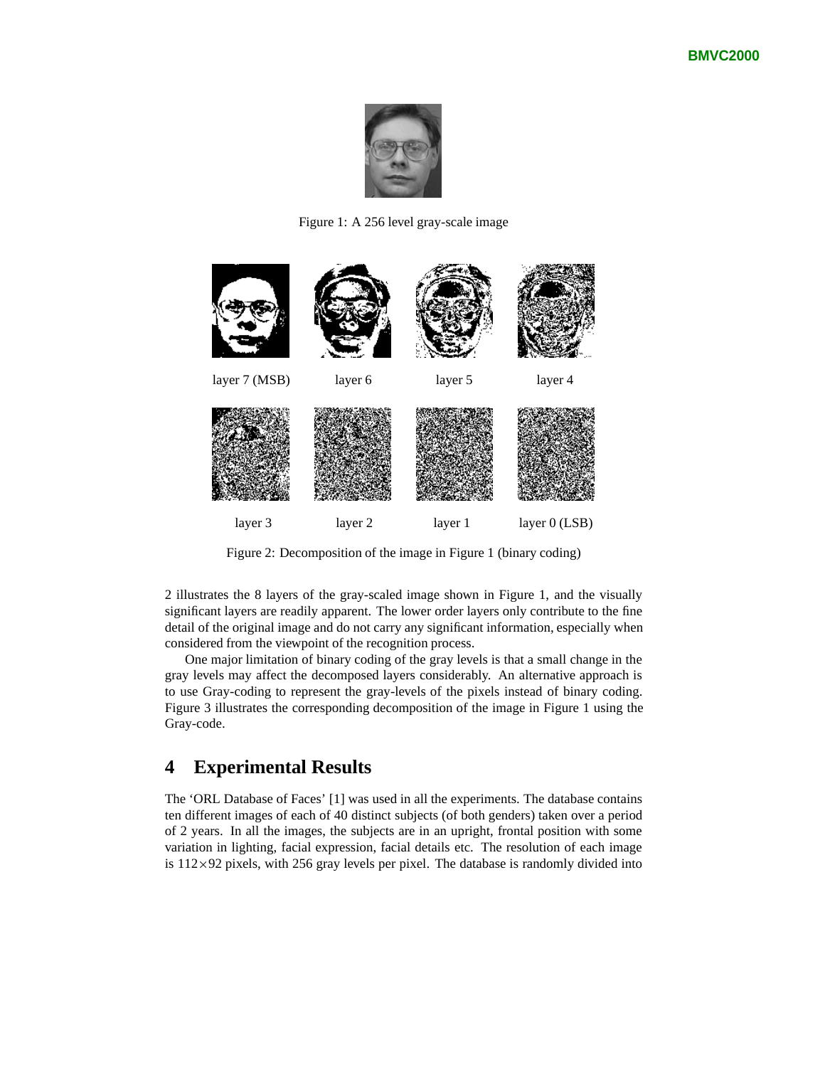Figure 1: A 256 level gray-scale image

layer 7 (MSB) layer 6 layer 5 layer 4

layer 3 layer 2 layer 1 layer 0 (LSB)

Figure 2: Decomposition of the image in Figure 1 (binary coding)

2 illustrates the 8 layers of the gray-scaled image shown in Figure 1, and the visually significant layers are readily apparent. The lower order layers only contribute to the fine detail of the original image and do not carry any significant information, especially when considered from the viewpoint of the recognition process.

One major limitation of binary coding of the gray levels is that a small change in the gray levels may affect the decomposed layers considerably. An alternative approach is to use Gray-coding to represent the gray-levels of the pixels instead of binary coding. Figure 3 illustrates the corresponding decomposition of the image in Figure 1 using the Gray-code.

## 4 Experimental Results

The 'ORL Database of Faces' [1] was used in all the experiments. The database contains ten different images of each of 40 distinct subjects (of both genders) taken over a period of 2 years. In all the images, the subjects are in an upright, frontal position with some variation in lighting, facial expression, facial details etc. The resolution of each image is $112 \times 92$ pixels, with 256 gray levels per pixel. The database is randomly divided into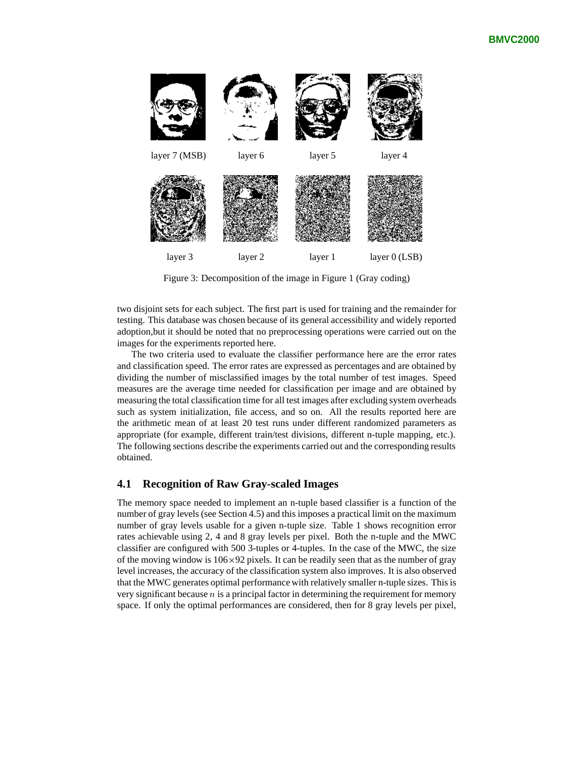layer 7 (MSB) layer 6 layer 5 layer 4

layer 3 layer 2 layer 1 layer 0 (LSB)

Figure 3: Decomposition of the image in Figure 1 (Gray coding)

two disjoint sets for each subject. The first part is used for training and the remainder for testing. This database was chosen because of its general accessibility and widely reported adoption,but it should be noted that no preprocessing operations were carried out on the images for the experiments reported here.

The two criteria used to evaluate the classifier performance here are the error rates and classification speed. The error rates are expressed as percentages and are obtained by dividing the number of misclassified images by the total number of test images. Speed measures are the average time needed for classification per image and are obtained by measuring the total classification time for all test images after excluding system overheads such as system initialization, file access, and so on. All the results reported here are the arithmetic mean of at least 20 test runs under different randomized parameters as appropriate (for example, different train/test divisions, different n-tuple mapping, etc.). The following sections describe the experiments carried out and the corresponding results obtained.

### 4.1 Recognition of Raw Gray-scaled Images

The memory space needed to implement an n-tuple based classifier is a function of the number of gray levels (see Section 4.5) and this imposes a practical limit on the maximum number of gray levels usable for a given n-tuple size. Table 1 shows recognition error rates achievable using 2, 4 and 8 gray levels per pixel. Both the n-tuple and the MWC classifier are configured with 500 3-tuples or 4-tuples. In the case of the MWC, the size of the moving window is 106×92 pixels. It can be readily seen that as the number of gray level increases, the accuracy of the classification system also improves. It is also observed that the MWC generates optimal performance with relatively smaller n-tuple sizes. This is very significant because $n$ is a principal factor in determining the requirement for memory space. If only the optimal performances are considered, then for 8 gray levels per pixel,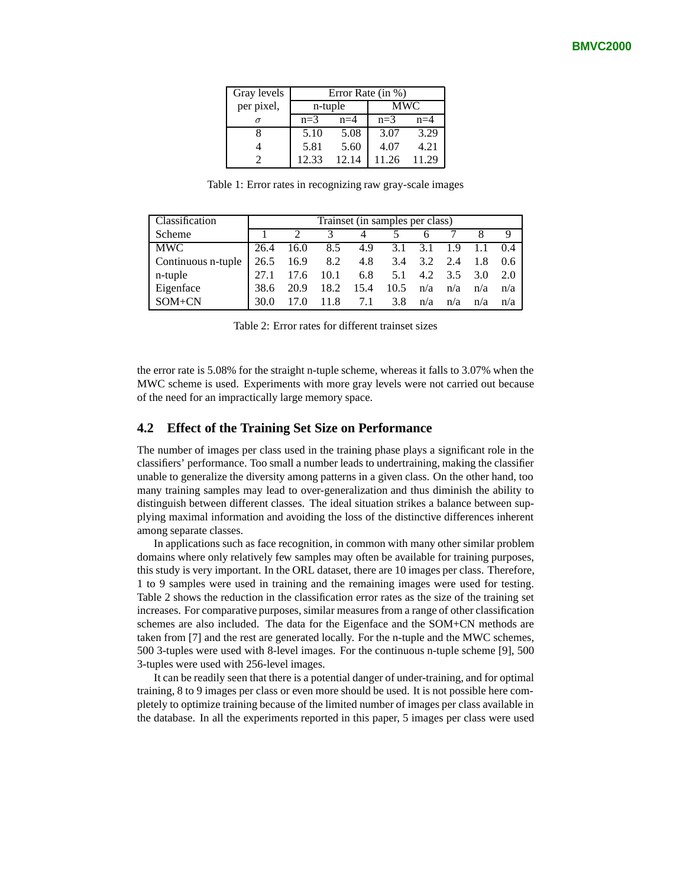| Gray levels per pixel, $\sigma$ | Error Rate (in %) | | | |
|---|---|---|---|---|
| | n-tuple | | MWC | |
| | n=3 | n=4 | n=3 | n=4 |
| 8 | 5.10 | 5.08 | 3.07 | 3.29 |
| 4 | 5.81 | 5.60 | 4.07 | 4.21 |
| 2 | 12.33 | 12.14 | 11.26 | 11.29 |

Table 1: Error rates in recognizing raw gray-scale images

| Classification Scheme | Trainset (in samples per class) | | | | | | | | |
|---|---|---|---|---|---|---|---|---|---|
| | 1 | 2 | 3 | 4 | 5 | 6 | 7 | 8 | 9 |
| MWC | 26.4 | 16.0 | 8.5 | 4.9 | 3.1 | 3.1 | 1.9 | 1.1 | 0.4 |
| Continuous n-tuple | 26.5 | 16.9 | 8.2 | 4.8 | 3.4 | 3.2 | 2.4 | 1.8 | 0.6 |
| n-tuple | 27.1 | 17.6 | 10.1 | 6.8 | 5.1 | 4.2 | 3.5 | 3.0 | 2.0 |
| Eigenface | 38.6 | 20.9 | 18.2 | 15.4 | 10.5 | n/a | n/a | n/a | n/a |
| SOM+CN | 30.0 | 17.0 | 11.8 | 7.1 | 3.8 | n/a | n/a | n/a | n/a |

Table 2: Error rates for different trainset sizes

the error rate is 5.08% for the straight n-tuple scheme, whereas it falls to 3.07% when the MWC scheme is used. Experiments with more gray levels were not carried out because of the need for an impractically large memory space.

## 4.2 Effect of the Training Set Size on Performance

The number of images per class used in the training phase plays a significant role in the classifiers' performance. Too small a number leads to undertraining, making the classifier unable to generalize the diversity among patterns in a given class. On the other hand, too many training samples may lead to over-generalization and thus diminish the ability to distinguish between different classes. The ideal situation strikes a balance between supplying maximal information and avoiding the loss of the distinctive differences inherent among separate classes.

In applications such as face recognition, in common with many other similar problem domains where only relatively few samples may often be available for training purposes, this study is very important. In the ORL dataset, there are 10 images per class. Therefore, 1 to 9 samples were used in training and the remaining images were used for testing. Table 2 shows the reduction in the classification error rates as the size of the training set increases. For comparative purposes, similar measures from a range of other classification schemes are also included. The data for the Eigenface and the SOM+CN methods are taken from [7] and the rest are generated locally. For the n-tuple and the MWC schemes, 500 3-tuples were used with 8-level images. For the continuous n-tuple scheme [9], 500 3-tuples were used with 256-level images.

It can be readily seen that there is a potential danger of under-training, and for optimal training, 8 to 9 images per class or even more should be used. It is not possible here completely to optimize training because of the limited number of images per class available in the database. In all the experiments reported in this paper, 5 images per class were used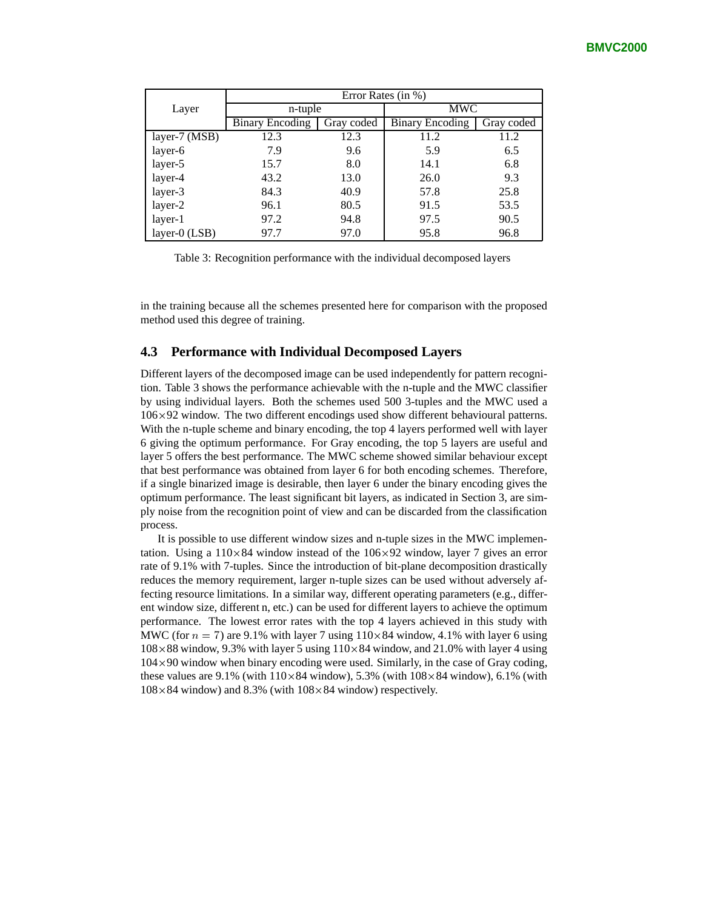| Layer | Error Rates (in %) | | | |
|---|---|---|---|---|
| | n-tuple | | MWC | |
| | Binary Encoding | Gray coded | Binary Encoding | Gray coded |
| layer-7 (MSB) | 12.3 | 12.3 | 11.2 | 11.2 |
| layer-6 | 7.9 | 9.6 | 5.9 | 6.5 |
| layer-5 | 15.7 | 8.0 | 14.1 | 6.8 |
| layer-4 | 43.2 | 13.0 | 26.0 | 9.3 |
| layer-3 | 84.3 | 40.9 | 57.8 | 25.8 |
| layer-2 | 96.1 | 80.5 | 91.5 | 53.5 |
| layer-1 | 97.2 | 94.8 | 97.5 | 90.5 |
| layer-0 (LSB) | 97.7 | 97.0 | 95.8 | 96.8 |

Table 3: Recognition performance with the individual decomposed layers

in the training because all the schemes presented here for comparison with the proposed method used this degree of training.

### 4.3 Performance with Individual Decomposed Layers

Different layers of the decomposed image can be used independently for pattern recognition. Table 3 shows the performance achievable with the n-tuple and the MWC classifier by using individual layers. Both the schemes used 500 3-tuples and the MWC used a $106\times92$ window. The two different encodings used show different behavioural patterns. With the n-tuple scheme and binary encoding, the top 4 layers performed well with layer 6 giving the optimum performance. For Gray encoding, the top 5 layers are useful and layer 5 offers the best performance. The MWC scheme showed similar behaviour except that best performance was obtained from layer 6 for both encoding schemes. Therefore, if a single binarized image is desirable, then layer 6 under the binary encoding gives the optimum performance. The least significant bit layers, as indicated in Section 3, are simply noise from the recognition point of view and can be discarded from the classification process.

It is possible to use different window sizes and n-tuple sizes in the MWC implementation. Using a $110\times84$ window instead of the $106\times92$ window, layer 7 gives an error rate of 9.1% with 7-tuples. Since the introduction of bit-plane decomposition drastically reduces the memory requirement, larger n-tuple sizes can be used without adversely affecting resource limitations. In a similar way, different operating parameters (e.g., different window size, different n, etc.) can be used for different layers to achieve the optimum performance. The lowest error rates with the top 4 layers achieved in this study with MWC (for $n = 7$) are 9.1% with layer 7 using $110\times84$ window, 4.1% with layer 6 using $108\times88$ window, 9.3% with layer 5 using $110\times84$ window, and 21.0% with layer 4 using $104\times90$ window when binary encoding were used. Similarly, in the case of Gray coding, these values are 9.1% (with $110\times84$ window), 5.3% (with $108\times84$ window), 6.1% (with $108\times84$ window) and 8.3% (with $108\times84$ window) respectively.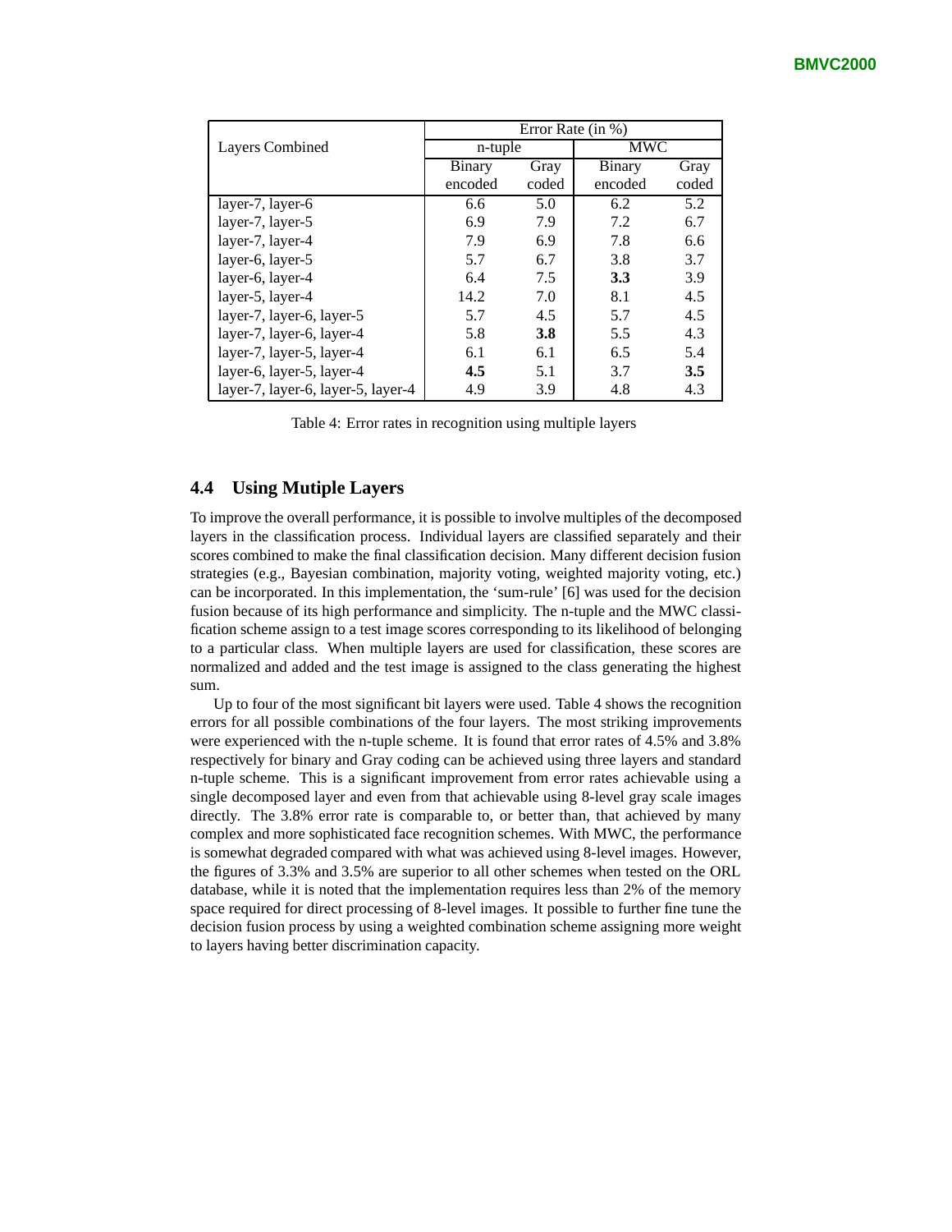| Layers Combined | Error Rate (in %) | | | |
|---|---|---|---|---|
| | n-tuple | | MWC | |
| | Binary encoded | Gray coded | Binary encoded | Gray coded |
| layer-7, layer-6 | 6.6 | 5.0 | 6.2 | 5.2 |
| layer-7, layer-5 | 6.9 | 7.9 | 7.2 | 6.7 |
| layer-7, layer-4 | 7.9 | 6.9 | 7.8 | 6.6 |
| layer-6, layer-5 | 5.7 | 6.7 | 3.8 | 3.7 |
| layer-6, layer-4 | 6.4 | 7.5 | **3.3** | 3.9 |
| layer-5, layer-4 | 14.2 | 7.0 | 8.1 | 4.5 |
| layer-7, layer-6, layer-5 | 5.7 | 4.5 | 5.7 | 4.5 |
| layer-7, layer-6, layer-4 | 5.8 | **3.8** | 5.5 | 4.3 |
| layer-7, layer-5, layer-4 | 6.1 | 6.1 | 6.5 | 5.4 |
| layer-6, layer-5, layer-4 | **4.5** | 5.1 | 3.7 | **3.5** |
| layer-7, layer-6, layer-5, layer-4 | 4.9 | 3.9 | 4.8 | 4.3 |

Table 4: Error rates in recognition using multiple layers

### 4.4 Using Mutiple Layers

To improve the overall performance, it is possible to involve multiples of the decomposed layers in the classification process. Individual layers are classified separately and their scores combined to make the final classification decision. Many different decision fusion strategies (e.g., Bayesian combination, majority voting, weighted majority voting, etc.) can be incorporated. In this implementation, the 'sum-rule' [6] was used for the decision fusion because of its high performance and simplicity. The n-tuple and the MWC classification scheme assign to a test image scores corresponding to its likelihood of belonging to a particular class. When multiple layers are used for classification, these scores are normalized and added and the test image is assigned to the class generating the highest sum.

Up to four of the most significant bit layers were used. Table 4 shows the recognition errors for all possible combinations of the four layers. The most striking improvements were experienced with the n-tuple scheme. It is found that error rates of 4.5% and 3.8% respectively for binary and Gray coding can be achieved using three layers and standard n-tuple scheme. This is a significant improvement from error rates achievable using a single decomposed layer and even from that achievable using 8-level gray scale images directly. The 3.8% error rate is comparable to, or better than, that achieved by many complex and more sophisticated face recognition schemes. With MWC, the performance is somewhat degraded compared with what was achieved using 8-level images. However, the figures of 3.3% and 3.5% are superior to all other schemes when tested on the ORL database, while it is noted that the implementation requires less than 2% of the memory space required for direct processing of 8-level images. It possible to further fine tune the decision fusion process by using a weighted combination scheme assigning more weight to layers having better discrimination capacity.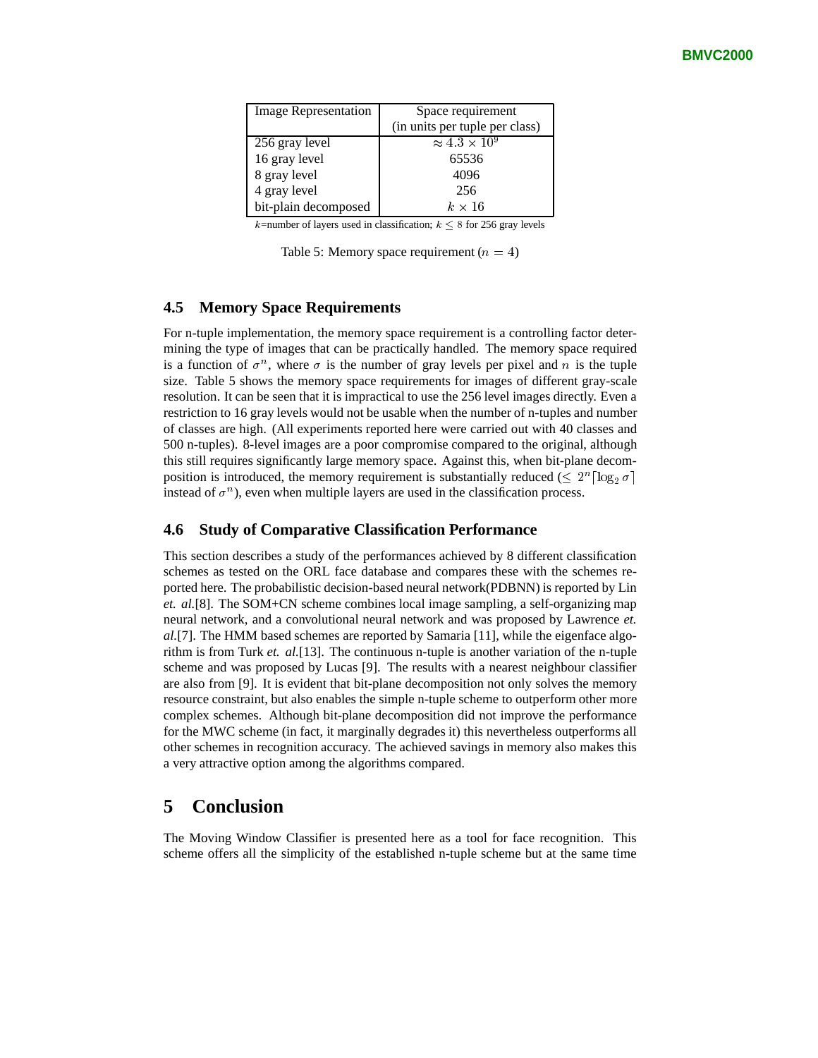| Image Representation | Space requirement (in units per tuple per class) |
|---|---|
| 256 gray level | $\approx 4.3 \times 10^9$ |
| 16 gray level | 65536 |
| 8 gray level | 4096 |
| 4 gray level | 256 |
| bit-plain decomposed | $k \times 16$ |

$k$=number of layers used in classification; $k \leq 8$ for 256 gray levels

Table 5: Memory space requirement ($n = 4$)

### 4.5 Memory Space Requirements

For n-tuple implementation, the memory space requirement is a controlling factor determining the type of images that can be practically handled. The memory space required is a function of $\sigma^n$, where $\sigma$ is the number of gray levels per pixel and $n$ is the tuple size. Table 5 shows the memory space requirements for images of different gray-scale resolution. It can be seen that it is impractical to use the 256 level images directly. Even a restriction to 16 gray levels would not be usable when the number of n-tuples and number of classes are high. (All experiments reported here were carried out with 40 classes and 500 n-tuples). 8-level images are a poor compromise compared to the original, although this still requires significantly large memory space. Against this, when bit-plane decomposition is introduced, the memory requirement is substantially reduced ($\leq 2^n \lceil \log_2 \sigma \rceil$ instead of $\sigma^n$), even when multiple layers are used in the classification process.

### 4.6 Study of Comparative Classification Performance

This section describes a study of the performances achieved by 8 different classification schemes as tested on the ORL face database and compares these with the schemes reported here. The probabilistic decision-based neural network(PDBNN) is reported by Lin *et. al.*[8]. The SOM+CN scheme combines local image sampling, a self-organizing map neural network, and a convolutional neural network and was proposed by Lawrence *et. al.*[7]. The HMM based schemes are reported by Samaria [11], while the eigenface algorithm is from Turk *et. al.*[13]. The continuous n-tuple is another variation of the n-tuple scheme and was proposed by Lucas [9]. The results with a nearest neighbour classifier are also from [9]. It is evident that bit-plane decomposition not only solves the memory resource constraint, but also enables the simple n-tuple scheme to outperform other more complex schemes. Although bit-plane decomposition did not improve the performance for the MWC scheme (in fact, it marginally degrades it) this nevertheless outperforms all other schemes in recognition accuracy. The achieved savings in memory also makes this a very attractive option among the algorithms compared.

## 5 Conclusion

The Moving Window Classifier is presented here as a tool for face recognition. This scheme offers all the simplicity of the established n-tuple scheme but at the same time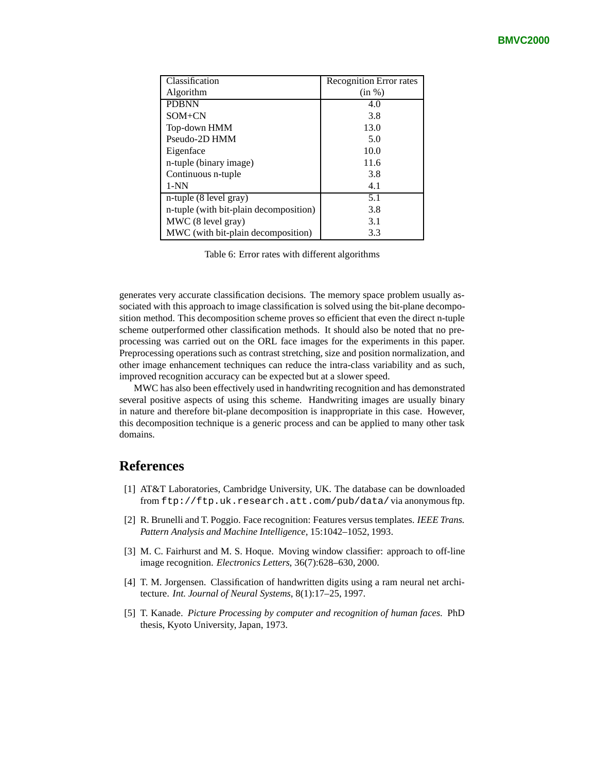| Classification Algorithm | Recognition Error rates (in %) |
|---|---|
| PDBNN | 4.0 |
| SOM+CN | 3.8 |
| Top-down HMM | 13.0 |
| Pseudo-2D HMM | 5.0 |
| Eigenface | 10.0 |
| n-tuple (binary image) | 11.6 |
| Continuous n-tuple | 3.8 |
| 1-NN | 4.1 |
| n-tuple (8 level gray) | 5.1 |
| n-tuple (with bit-plain decomposition) | 3.8 |
| MWC (8 level gray) | 3.1 |
| MWC (with bit-plain decomposition) | 3.3 |

Table 6: Error rates with different algorithms

generates very accurate classification decisions. The memory space problem usually associated with this approach to image classification is solved using the bit-plane decomposition method. This decomposition scheme proves so efficient that even the direct n-tuple scheme outperformed other classification methods. It should also be noted that no preprocessing was carried out on the ORL face images for the experiments in this paper. Preprocessing operations such as contrast stretching, size and position normalization, and other image enhancement techniques can reduce the intra-class variability and as such, improved recognition accuracy can be expected but at a slower speed.

MWC has also been effectively used in handwriting recognition and has demonstrated several positive aspects of using this scheme. Handwriting images are usually binary in nature and therefore bit-plane decomposition is inappropriate in this case. However, this decomposition technique is a generic process and can be applied to many other task domains.

## References

[1] AT&T Laboratories, Cambridge University, UK. The database can be downloaded from `ftp://ftp.uk.research.att.com/pub/data/` via anonymous ftp.

[2] R. Brunelli and T. Poggio. Face recognition: Features versus templates. *IEEE Trans. Pattern Analysis and Machine Intelligence*, 15:1042–1052, 1993.

[3] M. C. Fairhurst and M. S. Hoque. Moving window classifier: approach to off-line image recognition. *Electronics Letters*, 36(7):628–630, 2000.

[4] T. M. Jorgensen. Classification of handwritten digits using a ram neural net architecture. *Int. Journal of Neural Systems*, 8(1):17–25, 1997.

[5] T. Kanade. *Picture Processing by computer and recognition of human faces.* PhD thesis, Kyoto University, Japan, 1973.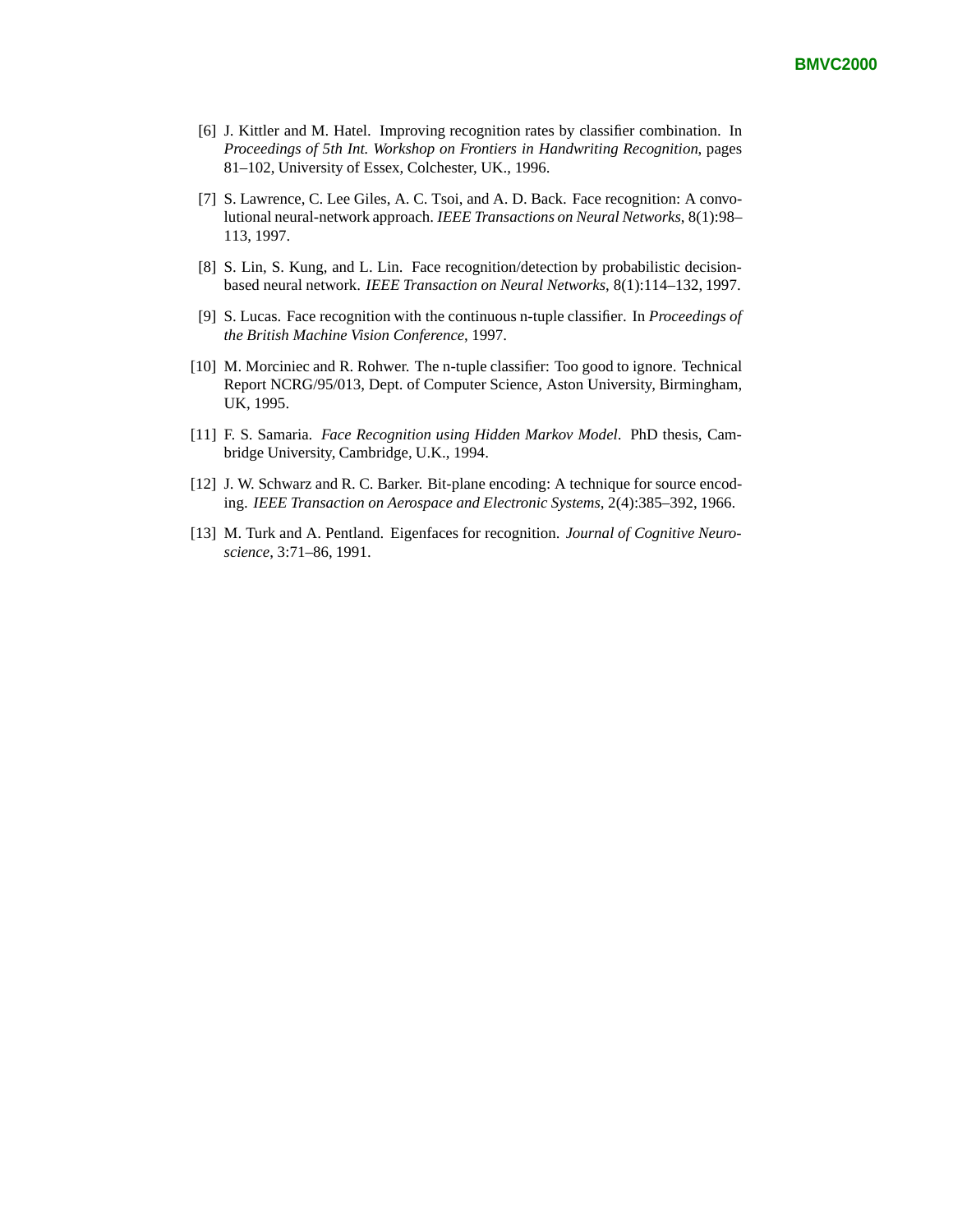[6] J. Kittler and M. Hatel. Improving recognition rates by classifier combination. In *Proceedings of 5th Int. Workshop on Frontiers in Handwriting Recognition*, pages 81–102, University of Essex, Colchester, UK., 1996.

[7] S. Lawrence, C. Lee Giles, A. C. Tsoi, and A. D. Back. Face recognition: A convolutional neural-network approach. *IEEE Transactions on Neural Networks*, 8(1):98–113, 1997.

[8] S. Lin, S. Kung, and L. Lin. Face recognition/detection by probabilistic decision-based neural network. *IEEE Transaction on Neural Networks*, 8(1):114–132, 1997.

[9] S. Lucas. Face recognition with the continuous n-tuple classifier. In *Proceedings of the British Machine Vision Conference*, 1997.

[10] M. Morciniec and R. Rohwer. The n-tuple classifier: Too good to ignore. Technical Report NCRG/95/013, Dept. of Computer Science, Aston University, Birmingham, UK, 1995.

[11] F. S. Samaria. *Face Recognition using Hidden Markov Model*. PhD thesis, Cambridge University, Cambridge, U.K., 1994.

[12] J. W. Schwarz and R. C. Barker. Bit-plane encoding: A technique for source encoding. *IEEE Transaction on Aerospace and Electronic Systems*, 2(4):385–392, 1966.

[13] M. Turk and A. Pentland. Eigenfaces for recognition. *Journal of Cognitive Neuroscience*, 3:71–86, 1991.